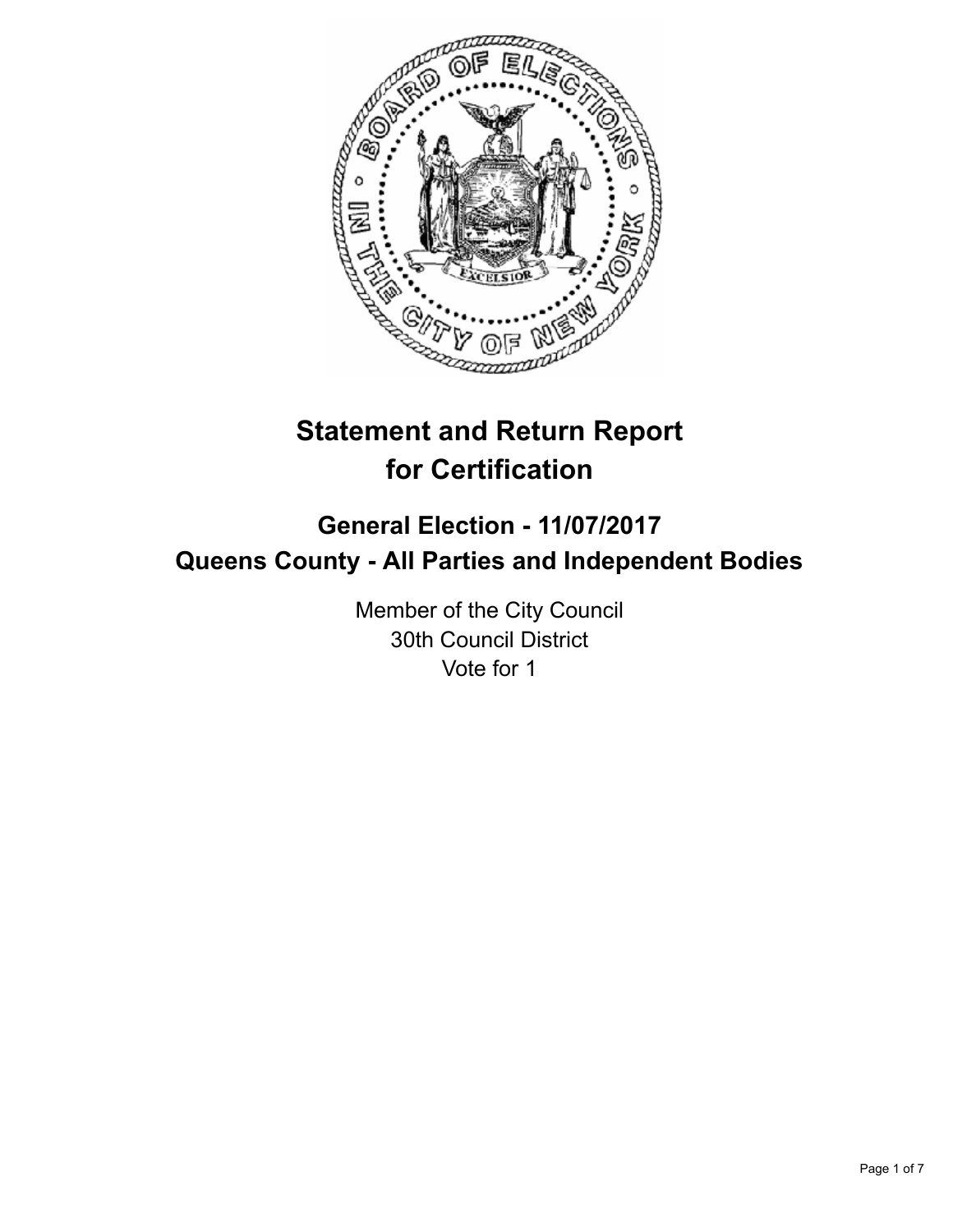# Statement and Return Report for Certification

## General Election - 11/07/2017
## Queens County - All Parties and Independent Bodies

Member of the City Council
30th Council District
Vote for 1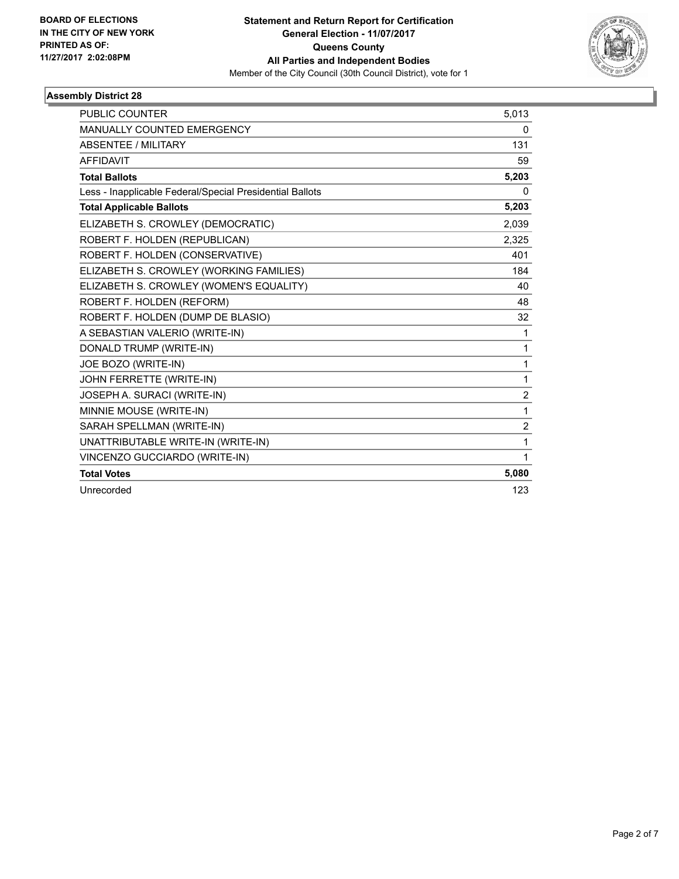**BOARD OF ELECTIONS IN THE CITY OF NEW YORK PRINTED AS OF: 11/27/2017 2:02:08PM**

**Statement and Return Report for Certification**
**General Election - 11/07/2017**
**Queens County**
**All Parties and Independent Bodies**
Member of the City Council (30th Council District), vote for 1

### Assembly District 28

| | |
|---|---|
| PUBLIC COUNTER | 5,013 |
| MANUALLY COUNTED EMERGENCY | 0 |
| ABSENTEE / MILITARY | 131 |
| AFFIDAVIT | 59 |
| **Total Ballots** | **5,203** |
| Less - Inapplicable Federal/Special Presidential Ballots | 0 |
| **Total Applicable Ballots** | **5,203** |
| ELIZABETH S. CROWLEY (DEMOCRATIC) | 2,039 |
| ROBERT F. HOLDEN (REPUBLICAN) | 2,325 |
| ROBERT F. HOLDEN (CONSERVATIVE) | 401 |
| ELIZABETH S. CROWLEY (WORKING FAMILIES) | 184 |
| ELIZABETH S. CROWLEY (WOMEN'S EQUALITY) | 40 |
| ROBERT F. HOLDEN (REFORM) | 48 |
| ROBERT F. HOLDEN (DUMP DE BLASIO) | 32 |
| A SEBASTIAN VALERIO (WRITE-IN) | 1 |
| DONALD TRUMP (WRITE-IN) | 1 |
| JOE BOZO (WRITE-IN) | 1 |
| JOHN FERRETTE (WRITE-IN) | 1 |
| JOSEPH A. SURACI (WRITE-IN) | 2 |
| MINNIE MOUSE (WRITE-IN) | 1 |
| SARAH SPELLMAN (WRITE-IN) | 2 |
| UNATTRIBUTABLE WRITE-IN (WRITE-IN) | 1 |
| VINCENZO GUCCIARDO (WRITE-IN) | 1 |
| **Total Votes** | **5,080** |
| Unrecorded | 123 |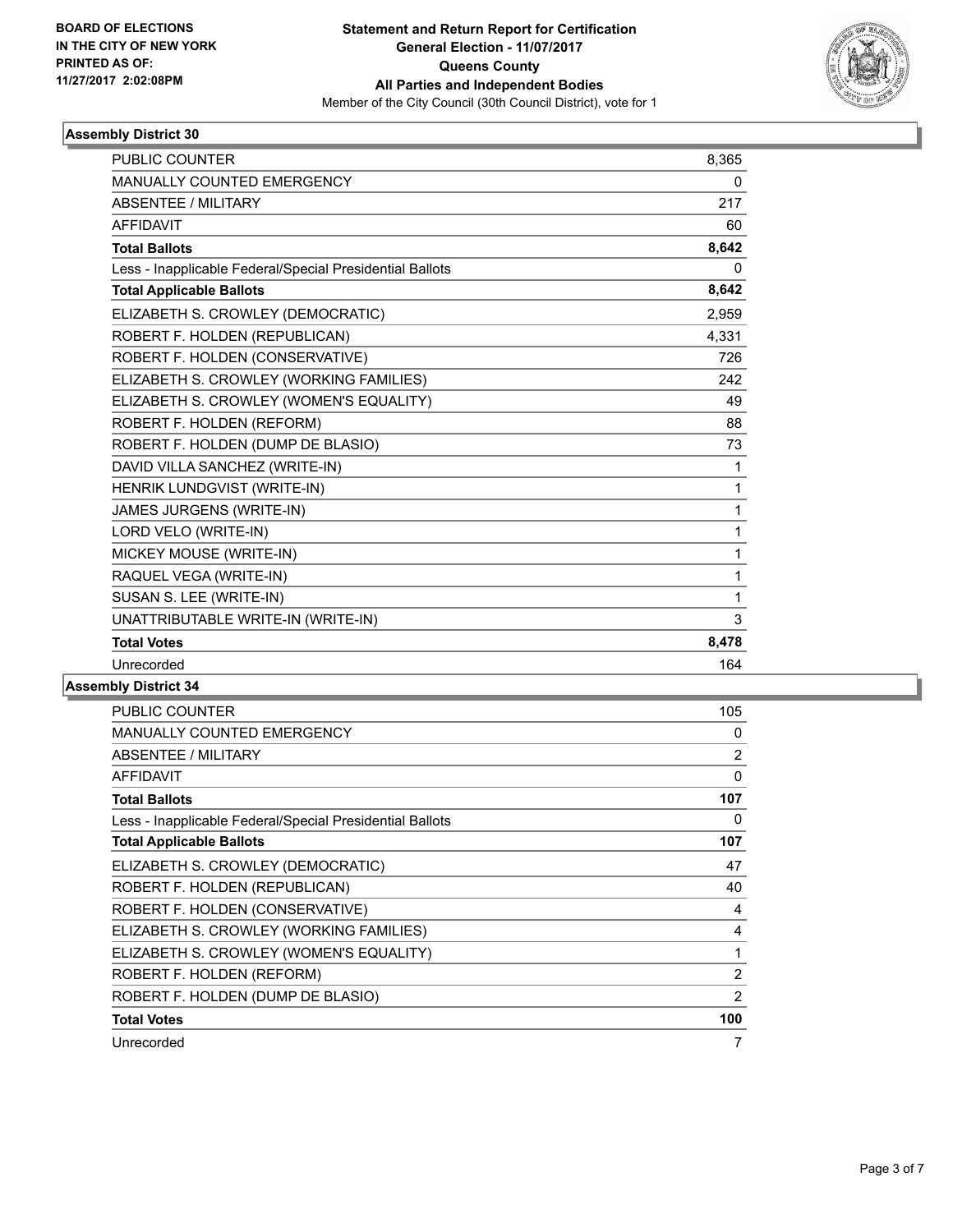BOARD OF ELECTIONS
IN THE CITY OF NEW YORK
PRINTED AS OF:
11/27/2017 2:02:08PM

**Statement and Return Report for Certification**
**General Election - 11/07/2017**
**Queens County**
**All Parties and Independent Bodies**
Member of the City Council (30th Council District), vote for 1

### Assembly District 30

| | |
|---|---|
| PUBLIC COUNTER | 8,365 |
| MANUALLY COUNTED EMERGENCY | 0 |
| ABSENTEE / MILITARY | 217 |
| AFFIDAVIT | 60 |
| **Total Ballots** | **8,642** |
| Less - Inapplicable Federal/Special Presidential Ballots | 0 |
| **Total Applicable Ballots** | **8,642** |
| ELIZABETH S. CROWLEY (DEMOCRATIC) | 2,959 |
| ROBERT F. HOLDEN (REPUBLICAN) | 4,331 |
| ROBERT F. HOLDEN (CONSERVATIVE) | 726 |
| ELIZABETH S. CROWLEY (WORKING FAMILIES) | 242 |
| ELIZABETH S. CROWLEY (WOMEN'S EQUALITY) | 49 |
| ROBERT F. HOLDEN (REFORM) | 88 |
| ROBERT F. HOLDEN (DUMP DE BLASIO) | 73 |
| DAVID VILLA SANCHEZ (WRITE-IN) | 1 |
| HENRIK LUNDGVIST (WRITE-IN) | 1 |
| JAMES JURGENS (WRITE-IN) | 1 |
| LORD VELO (WRITE-IN) | 1 |
| MICKEY MOUSE (WRITE-IN) | 1 |
| RAQUEL VEGA (WRITE-IN) | 1 |
| SUSAN S. LEE (WRITE-IN) | 1 |
| UNATTRIBUTABLE WRITE-IN (WRITE-IN) | 3 |
| **Total Votes** | **8,478** |
| Unrecorded | 164 |

### Assembly District 34

| | |
|---|---|
| PUBLIC COUNTER | 105 |
| MANUALLY COUNTED EMERGENCY | 0 |
| ABSENTEE / MILITARY | 2 |
| AFFIDAVIT | 0 |
| **Total Ballots** | **107** |
| Less - Inapplicable Federal/Special Presidential Ballots | 0 |
| **Total Applicable Ballots** | **107** |
| ELIZABETH S. CROWLEY (DEMOCRATIC) | 47 |
| ROBERT F. HOLDEN (REPUBLICAN) | 40 |
| ROBERT F. HOLDEN (CONSERVATIVE) | 4 |
| ELIZABETH S. CROWLEY (WORKING FAMILIES) | 4 |
| ELIZABETH S. CROWLEY (WOMEN'S EQUALITY) | 1 |
| ROBERT F. HOLDEN (REFORM) | 2 |
| ROBERT F. HOLDEN (DUMP DE BLASIO) | 2 |
| **Total Votes** | **100** |
| Unrecorded | 7 |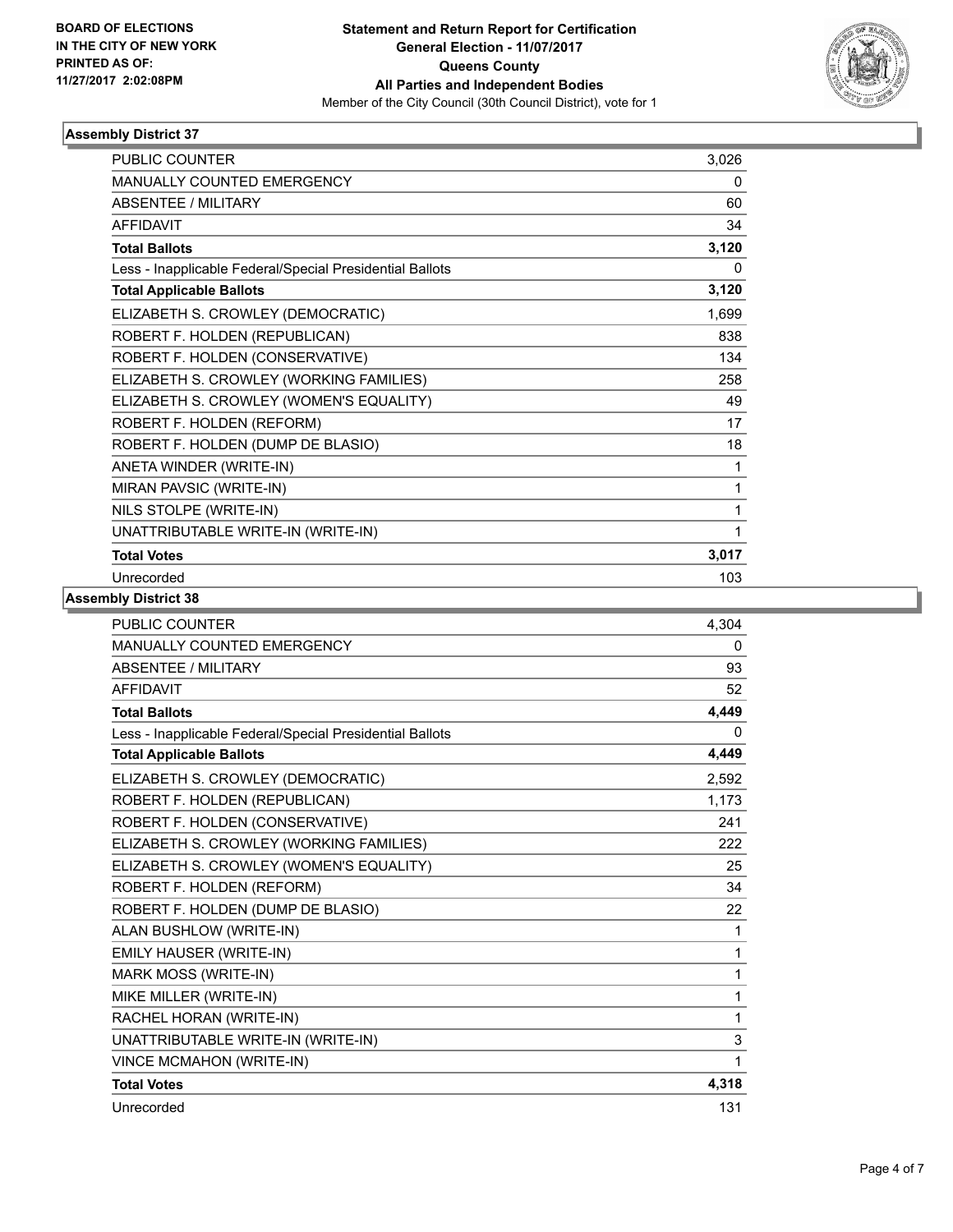BOARD OF ELECTIONS
IN THE CITY OF NEW YORK
PRINTED AS OF:
11/27/2017 2:02:08PM

**Statement and Return Report for Certification**
**General Election - 11/07/2017**
**Queens County**
**All Parties and Independent Bodies**
Member of the City Council (30th Council District), vote for 1

### Assembly District 37

| | |
|---|---|
| PUBLIC COUNTER | 3,026 |
| MANUALLY COUNTED EMERGENCY | 0 |
| ABSENTEE / MILITARY | 60 |
| AFFIDAVIT | 34 |
| **Total Ballots** | **3,120** |
| Less - Inapplicable Federal/Special Presidential Ballots | 0 |
| **Total Applicable Ballots** | **3,120** |
| ELIZABETH S. CROWLEY (DEMOCRATIC) | 1,699 |
| ROBERT F. HOLDEN (REPUBLICAN) | 838 |
| ROBERT F. HOLDEN (CONSERVATIVE) | 134 |
| ELIZABETH S. CROWLEY (WORKING FAMILIES) | 258 |
| ELIZABETH S. CROWLEY (WOMEN'S EQUALITY) | 49 |
| ROBERT F. HOLDEN (REFORM) | 17 |
| ROBERT F. HOLDEN (DUMP DE BLASIO) | 18 |
| ANETA WINDER (WRITE-IN) | 1 |
| MIRAN PAVSIC (WRITE-IN) | 1 |
| NILS STOLPE (WRITE-IN) | 1 |
| UNATTRIBUTABLE WRITE-IN (WRITE-IN) | 1 |
| **Total Votes** | **3,017** |
| Unrecorded | 103 |

### Assembly District 38

| | |
|---|---|
| PUBLIC COUNTER | 4,304 |
| MANUALLY COUNTED EMERGENCY | 0 |
| ABSENTEE / MILITARY | 93 |
| AFFIDAVIT | 52 |
| **Total Ballots** | **4,449** |
| Less - Inapplicable Federal/Special Presidential Ballots | 0 |
| **Total Applicable Ballots** | **4,449** |
| ELIZABETH S. CROWLEY (DEMOCRATIC) | 2,592 |
| ROBERT F. HOLDEN (REPUBLICAN) | 1,173 |
| ROBERT F. HOLDEN (CONSERVATIVE) | 241 |
| ELIZABETH S. CROWLEY (WORKING FAMILIES) | 222 |
| ELIZABETH S. CROWLEY (WOMEN'S EQUALITY) | 25 |
| ROBERT F. HOLDEN (REFORM) | 34 |
| ROBERT F. HOLDEN (DUMP DE BLASIO) | 22 |
| ALAN BUSHLOW (WRITE-IN) | 1 |
| EMILY HAUSER (WRITE-IN) | 1 |
| MARK MOSS (WRITE-IN) | 1 |
| MIKE MILLER (WRITE-IN) | 1 |
| RACHEL HORAN (WRITE-IN) | 1 |
| UNATTRIBUTABLE WRITE-IN (WRITE-IN) | 3 |
| VINCE MCMAHON (WRITE-IN) | 1 |
| **Total Votes** | **4,318** |
| Unrecorded | 131 |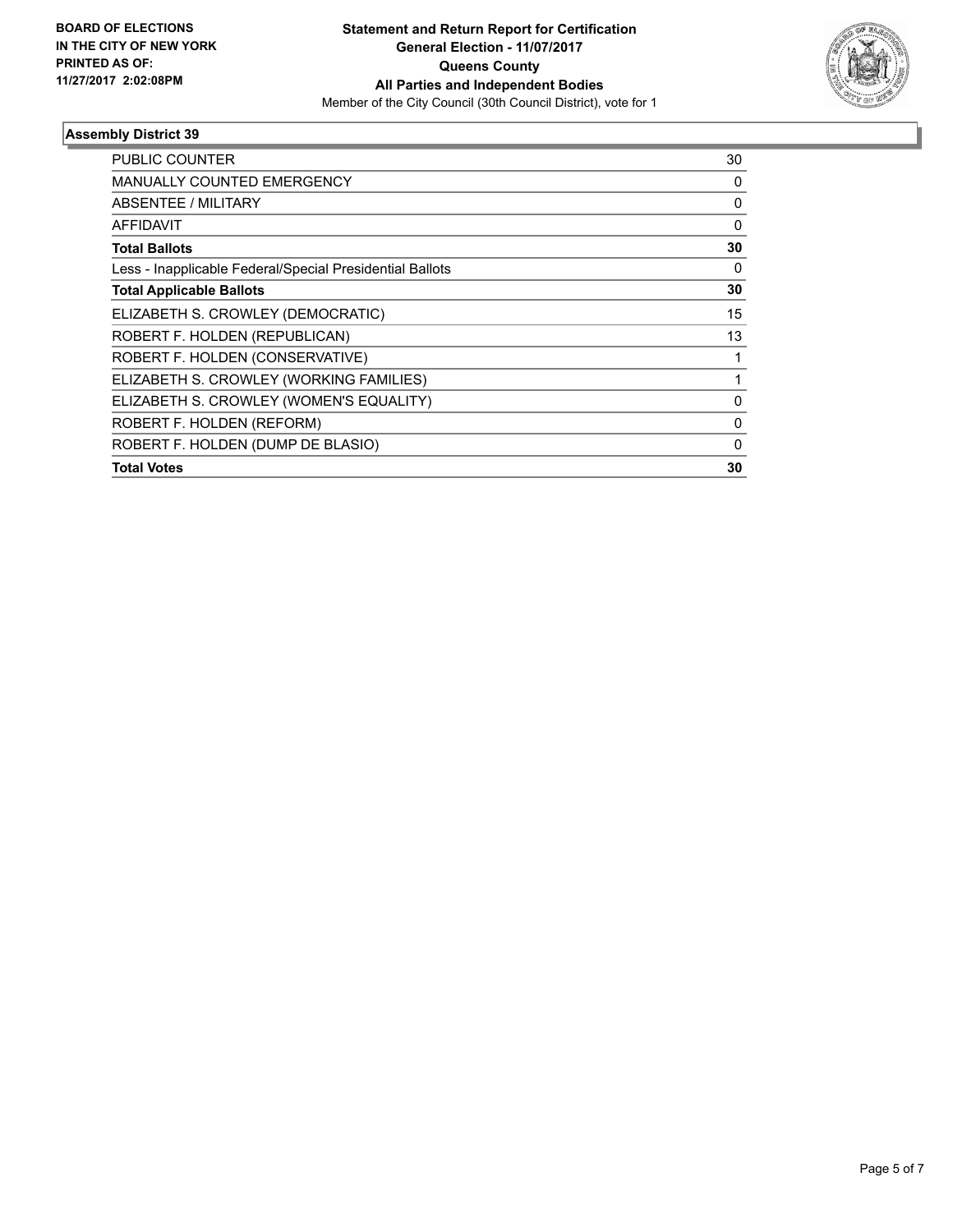**BOARD OF ELECTIONS**
**IN THE CITY OF NEW YORK**
**PRINTED AS OF:**
**11/27/2017 2:02:08PM**

**Statement and Return Report for Certification**
**General Election - 11/07/2017**
**Queens County**
**All Parties and Independent Bodies**
Member of the City Council (30th Council District), vote for 1

## Assembly District 39

| | |
|---|---|
| PUBLIC COUNTER | 30 |
| MANUALLY COUNTED EMERGENCY | 0 |
| ABSENTEE / MILITARY | 0 |
| AFFIDAVIT | 0 |
| **Total Ballots** | **30** |
| Less - Inapplicable Federal/Special Presidential Ballots | 0 |
| **Total Applicable Ballots** | **30** |
| ELIZABETH S. CROWLEY (DEMOCRATIC) | 15 |
| ROBERT F. HOLDEN (REPUBLICAN) | 13 |
| ROBERT F. HOLDEN (CONSERVATIVE) | 1 |
| ELIZABETH S. CROWLEY (WORKING FAMILIES) | 1 |
| ELIZABETH S. CROWLEY (WOMEN'S EQUALITY) | 0 |
| ROBERT F. HOLDEN (REFORM) | 0 |
| ROBERT F. HOLDEN (DUMP DE BLASIO) | 0 |
| **Total Votes** | **30** |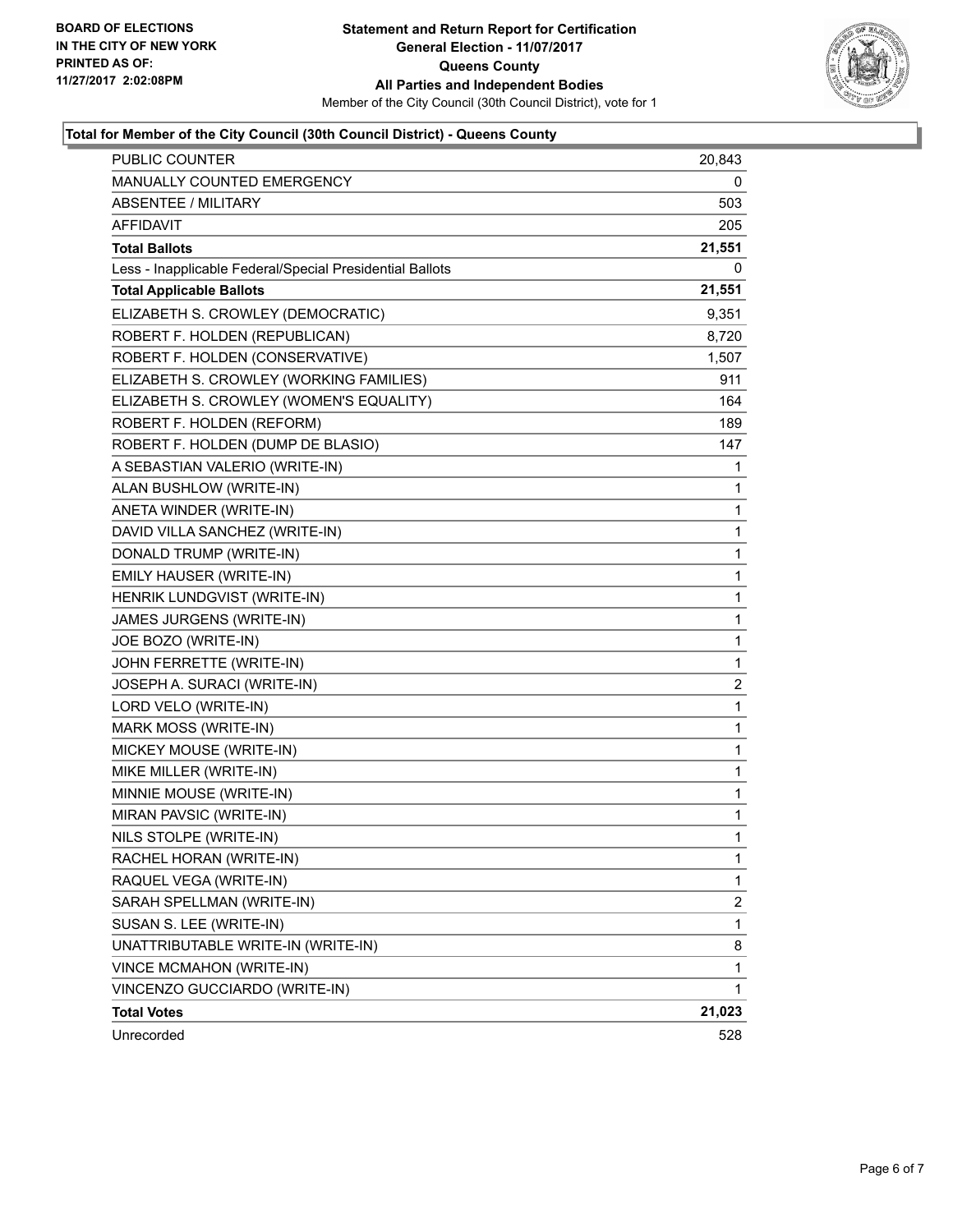BOARD OF ELECTIONS
IN THE CITY OF NEW YORK
PRINTED AS OF:
11/27/2017 2:02:08PM

# Statement and Return Report for Certification
## General Election - 11/07/2017
## Queens County
## All Parties and Independent Bodies
Member of the City Council (30th Council District), vote for 1

### Total for Member of the City Council (30th Council District) - Queens County

| | |
|---|---|
| PUBLIC COUNTER | 20,843 |
| MANUALLY COUNTED EMERGENCY | 0 |
| ABSENTEE / MILITARY | 503 |
| AFFIDAVIT | 205 |
| **Total Ballots** | **21,551** |
| Less - Inapplicable Federal/Special Presidential Ballots | 0 |
| **Total Applicable Ballots** | **21,551** |
| ELIZABETH S. CROWLEY (DEMOCRATIC) | 9,351 |
| ROBERT F. HOLDEN (REPUBLICAN) | 8,720 |
| ROBERT F. HOLDEN (CONSERVATIVE) | 1,507 |
| ELIZABETH S. CROWLEY (WORKING FAMILIES) | 911 |
| ELIZABETH S. CROWLEY (WOMEN'S EQUALITY) | 164 |
| ROBERT F. HOLDEN (REFORM) | 189 |
| ROBERT F. HOLDEN (DUMP DE BLASIO) | 147 |
| A SEBASTIAN VALERIO (WRITE-IN) | 1 |
| ALAN BUSHLOW (WRITE-IN) | 1 |
| ANETA WINDER (WRITE-IN) | 1 |
| DAVID VILLA SANCHEZ (WRITE-IN) | 1 |
| DONALD TRUMP (WRITE-IN) | 1 |
| EMILY HAUSER (WRITE-IN) | 1 |
| HENRIK LUNDGVIST (WRITE-IN) | 1 |
| JAMES JURGENS (WRITE-IN) | 1 |
| JOE BOZO (WRITE-IN) | 1 |
| JOHN FERRETTE (WRITE-IN) | 1 |
| JOSEPH A. SURACI (WRITE-IN) | 2 |
| LORD VELO (WRITE-IN) | 1 |
| MARK MOSS (WRITE-IN) | 1 |
| MICKEY MOUSE (WRITE-IN) | 1 |
| MIKE MILLER (WRITE-IN) | 1 |
| MINNIE MOUSE (WRITE-IN) | 1 |
| MIRAN PAVSIC (WRITE-IN) | 1 |
| NILS STOLPE (WRITE-IN) | 1 |
| RACHEL HORAN (WRITE-IN) | 1 |
| RAQUEL VEGA (WRITE-IN) | 1 |
| SARAH SPELLMAN (WRITE-IN) | 2 |
| SUSAN S. LEE (WRITE-IN) | 1 |
| UNATTRIBUTABLE WRITE-IN (WRITE-IN) | 8 |
| VINCE MCMAHON (WRITE-IN) | 1 |
| VINCENZO GUCCIARDO (WRITE-IN) | 1 |
| **Total Votes** | **21,023** |
| Unrecorded | 528 |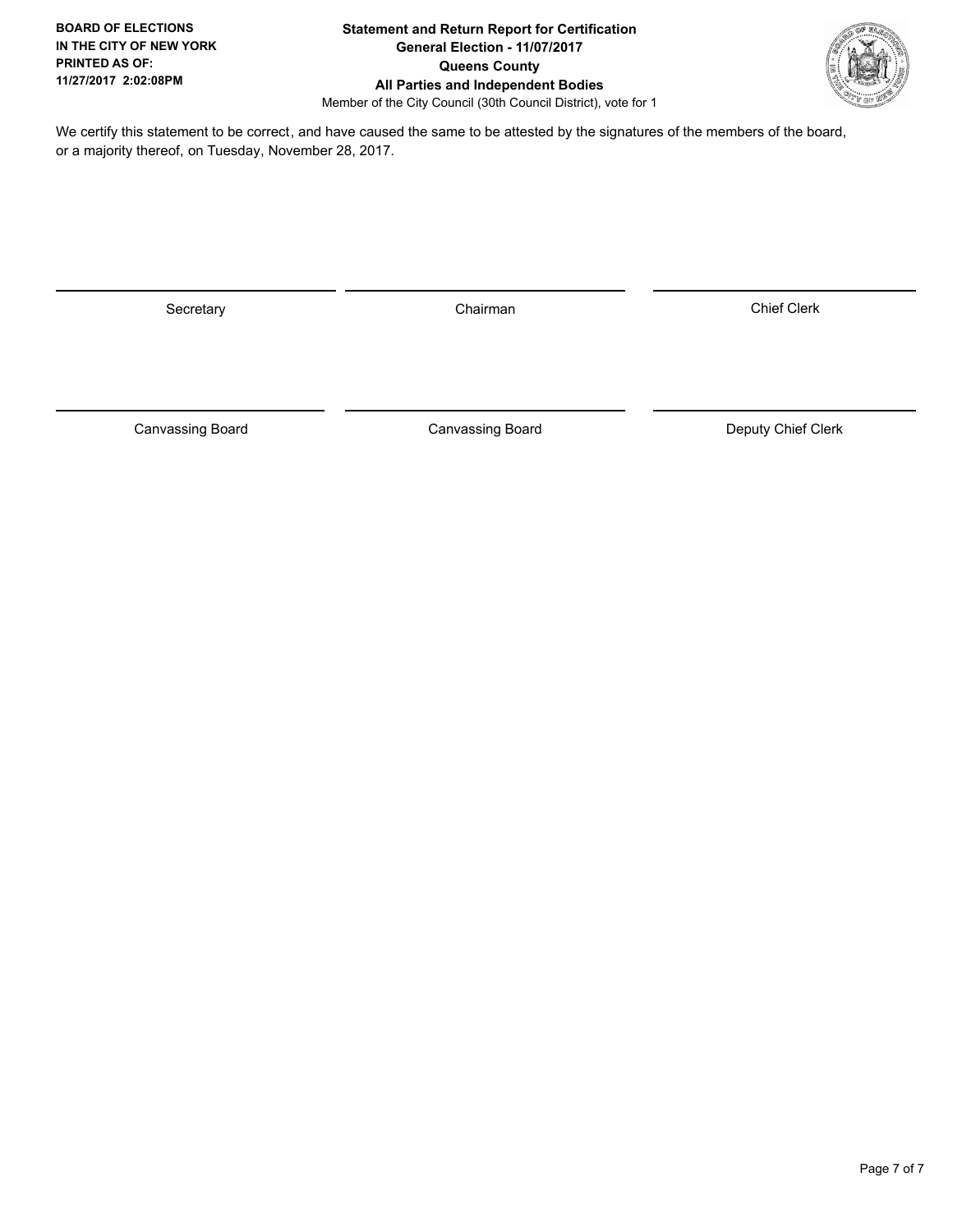**BOARD OF ELECTIONS IN THE CITY OF NEW YORK**
**PRINTED AS OF: 11/27/2017 2:02:08PM**

**Statement and Return Report for Certification**
**General Election - 11/07/2017**
**Queens County**
**All Parties and Independent Bodies**
Member of the City Council (30th Council District), vote for 1

We certify this statement to be correct, and have caused the same to be attested by the signatures of the members of the board, or a majority thereof, on Tuesday, November 28, 2017.

| | | |
|---|---|---|
| Secretary | Chairman | Chief Clerk |
| Canvassing Board | Canvassing Board | Deputy Chief Clerk |